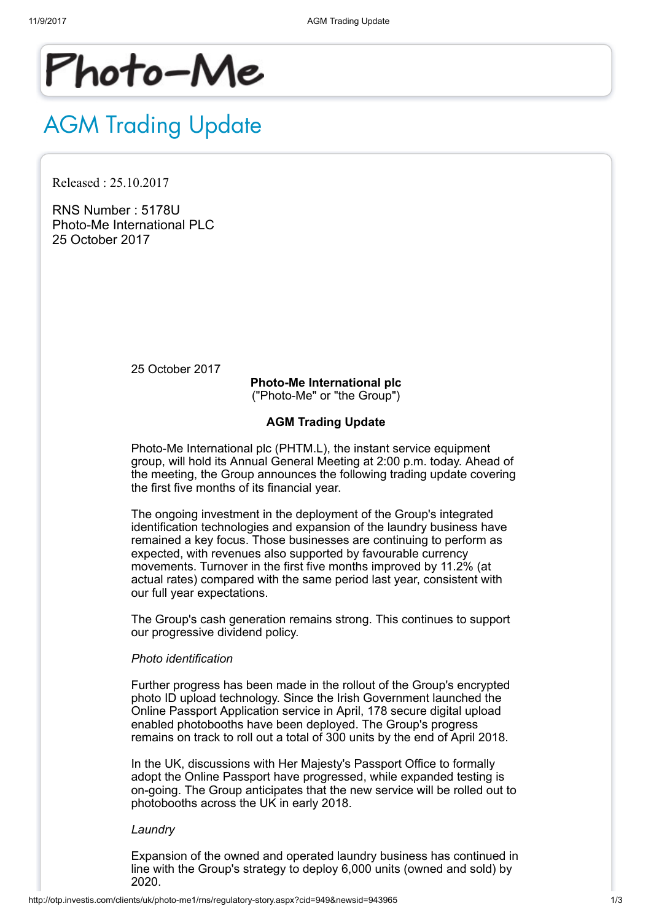Photo-Me

# AGM Trading Update

Released : 25.10.2017

RNS Number : 5178U
Photo-Me International PLC
25 October 2017

25 October 2017

**Photo-Me International plc**
("Photo-Me" or "the Group")

**AGM Trading Update**

Photo-Me International plc (PHTM.L), the instant service equipment group, will hold its Annual General Meeting at 2:00 p.m. today. Ahead of the meeting, the Group announces the following trading update covering the first five months of its financial year.

The ongoing investment in the deployment of the Group's integrated identification technologies and expansion of the laundry business have remained a key focus. Those businesses are continuing to perform as expected, with revenues also supported by favourable currency movements. Turnover in the first five months improved by 11.2% (at actual rates) compared with the same period last year, consistent with our full year expectations.

The Group's cash generation remains strong. This continues to support our progressive dividend policy.

*Photo identification*

Further progress has been made in the rollout of the Group's encrypted photo ID upload technology. Since the Irish Government launched the Online Passport Application service in April, 178 secure digital upload enabled photobooths have been deployed. The Group's progress remains on track to roll out a total of 300 units by the end of April 2018.

In the UK, discussions with Her Majesty's Passport Office to formally adopt the Online Passport have progressed, while expanded testing is on-going. The Group anticipates that the new service will be rolled out to photobooths across the UK in early 2018.

*Laundry*

Expansion of the owned and operated laundry business has continued in line with the Group's strategy to deploy 6,000 units (owned and sold) by 2020.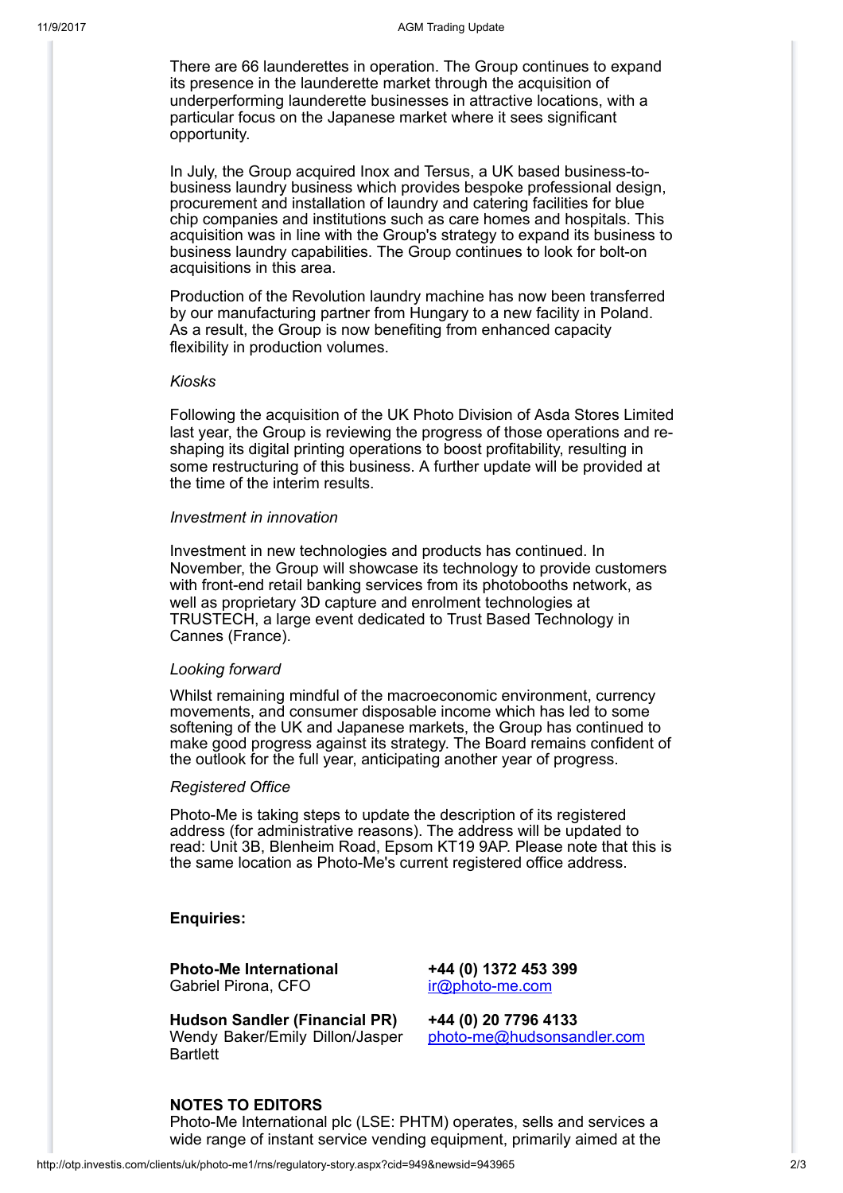There are 66 launderettes in operation. The Group continues to expand its presence in the launderette market through the acquisition of underperforming launderette businesses in attractive locations, with a particular focus on the Japanese market where it sees significant opportunity.

In July, the Group acquired Inox and Tersus, a UK based business-to-business laundry business which provides bespoke professional design, procurement and installation of laundry and catering facilities for blue chip companies and institutions such as care homes and hospitals. This acquisition was in line with the Group's strategy to expand its business to business laundry capabilities. The Group continues to look for bolt-on acquisitions in this area.

Production of the Revolution laundry machine has now been transferred by our manufacturing partner from Hungary to a new facility in Poland. As a result, the Group is now benefiting from enhanced capacity flexibility in production volumes.

*Kiosks*

Following the acquisition of the UK Photo Division of Asda Stores Limited last year, the Group is reviewing the progress of those operations and re-shaping its digital printing operations to boost profitability, resulting in some restructuring of this business. A further update will be provided at the time of the interim results.

*Investment in innovation*

Investment in new technologies and products has continued. In November, the Group will showcase its technology to provide customers with front-end retail banking services from its photobooths network, as well as proprietary 3D capture and enrolment technologies at TRUSTECH, a large event dedicated to Trust Based Technology in Cannes (France).

*Looking forward*

Whilst remaining mindful of the macroeconomic environment, currency movements, and consumer disposable income which has led to some softening of the UK and Japanese markets, the Group has continued to make good progress against its strategy. The Board remains confident of the outlook for the full year, anticipating another year of progress.

*Registered Office*

Photo-Me is taking steps to update the description of its registered address (for administrative reasons). The address will be updated to read: Unit 3B, Blenheim Road, Epsom KT19 9AP. Please note that this is the same location as Photo-Me's current registered office address.

**Enquiries:**

| | |
|---|---|
| **Photo-Me International**<br>Gabriel Pirona, CFO | **+44 (0) 1372 453 399**<br>ir@photo-me.com |
| **Hudson Sandler (Financial PR)**<br>Wendy Baker/Emily Dillon/Jasper Bartlett | **+44 (0) 20 7796 4133**<br>photo-me@hudsonsandler.com |

**NOTES TO EDITORS**

Photo-Me International plc (LSE: PHTM) operates, sells and services a wide range of instant service vending equipment, primarily aimed at the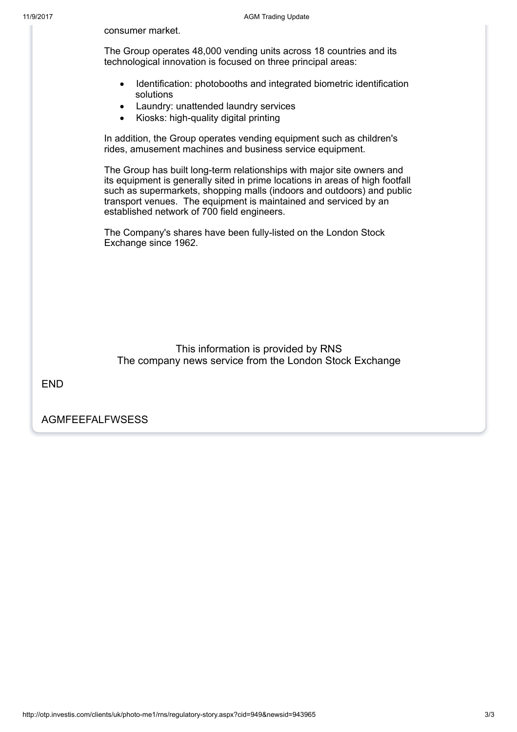consumer market.

The Group operates 48,000 vending units across 18 countries and its technological innovation is focused on three principal areas:

- Identification: photobooths and integrated biometric identification solutions
- Laundry: unattended laundry services
- Kiosks: high-quality digital printing

In addition, the Group operates vending equipment such as children's rides, amusement machines and business service equipment.

The Group has built long-term relationships with major site owners and its equipment is generally sited in prime locations in areas of high footfall such as supermarkets, shopping malls (indoors and outdoors) and public transport venues. The equipment is maintained and serviced by an established network of 700 field engineers.

The Company's shares have been fully-listed on the London Stock Exchange since 1962.

This information is provided by RNS
The company news service from the London Stock Exchange

END

AGMFEEFALFWSESS